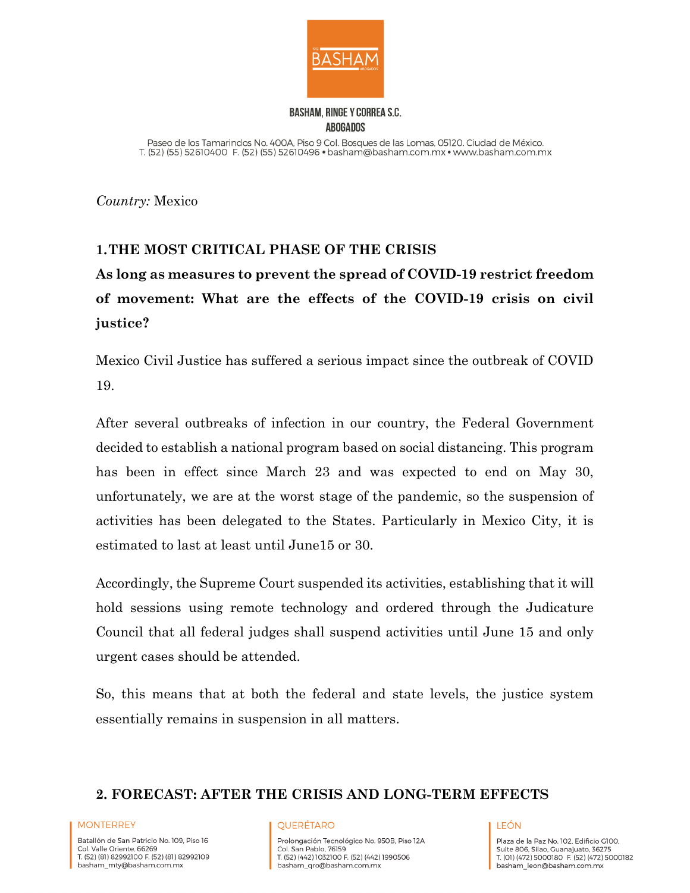BASHAM, RINGE Y CORREA S.C.
ABOGADOS

Paseo de los Tamarindos No. 400A, Piso 9 Col. Bosques de las Lomas, 05120. Ciudad de México.
T. (52) (55) 52610400 F. (52) (55) 52610496 • basham@basham.com.mx • www.basham.com.mx

*Country:* Mexico

## 1. THE MOST CRITICAL PHASE OF THE CRISIS

**As long as measures to prevent the spread of COVID-19 restrict freedom of movement: What are the effects of the COVID-19 crisis on civil justice?**

Mexico Civil Justice has suffered a serious impact since the outbreak of COVID 19.

After several outbreaks of infection in our country, the Federal Government decided to establish a national program based on social distancing. This program has been in effect since March 23 and was expected to end on May 30, unfortunately, we are at the worst stage of the pandemic, so the suspension of activities has been delegated to the States. Particularly in Mexico City, it is estimated to last at least until June15 or 30.

Accordingly, the Supreme Court suspended its activities, establishing that it will hold sessions using remote technology and ordered through the Judicature Council that all federal judges shall suspend activities until June 15 and only urgent cases should be attended.

So, this means that at both the federal and state levels, the justice system essentially remains in suspension in all matters.

## 2. FORECAST: AFTER THE CRISIS AND LONG-TERM EFFECTS

MONTERREY
Batallón de San Patricio No. 109, Piso 16
Col. Valle Oriente, 66269
T. (52) (81) 82992100 F. (52) (81) 82992109
basham_mty@basham.com.mx

QUERÉTARO
Prolongación Tecnológico No. 950B, Piso 12A
Col. San Pablo, 76159
T. (52) (442) 1032100 F. (52) (442) 1990506
basham_qro@basham.com.mx

LEÓN
Plaza de la Paz No. 102, Edificio G100,
Suite 806, Silao, Guanajuato, 36275
T. (01) (472) 5000180 F. (52) (472) 5000182
basham_leon@basham.com.mx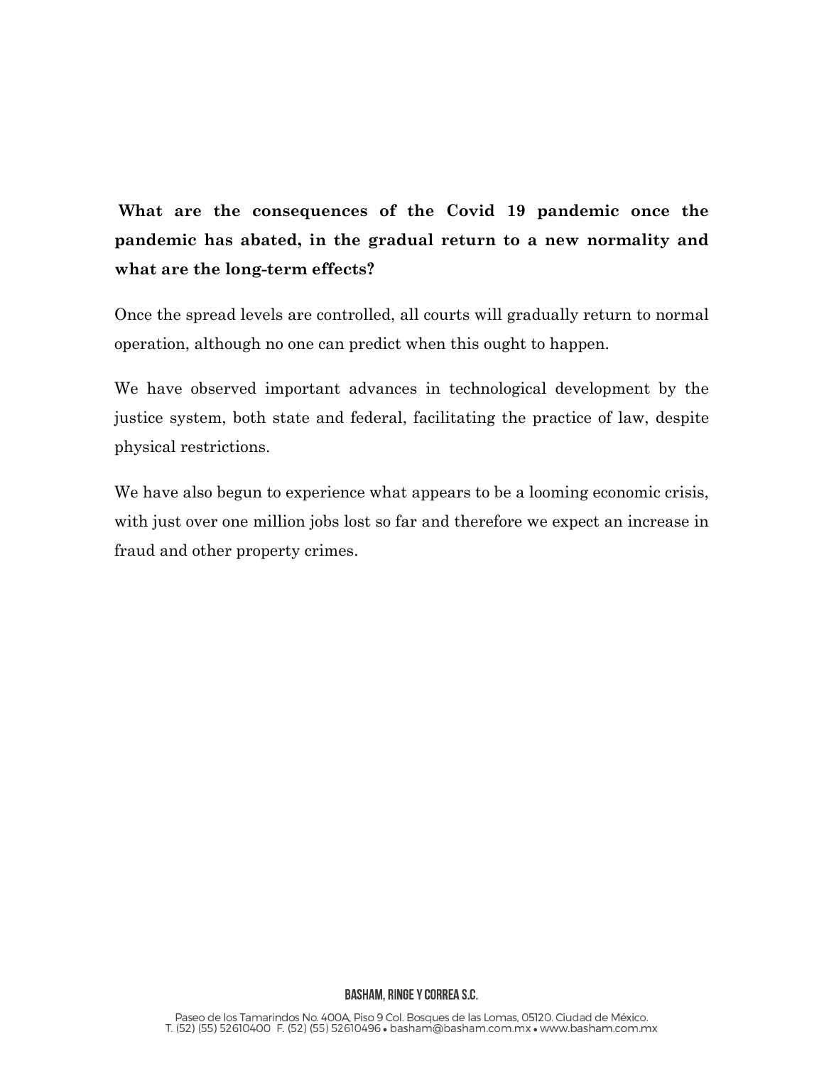**What are the consequences of the Covid 19 pandemic once the pandemic has abated, in the gradual return to a new normality and what are the long-term effects?**

Once the spread levels are controlled, all courts will gradually return to normal operation, although no one can predict when this ought to happen.

We have observed important advances in technological development by the justice system, both state and federal, facilitating the practice of law, despite physical restrictions.

We have also begun to experience what appears to be a looming economic crisis, with just over one million jobs lost so far and therefore we expect an increase in fraud and other property crimes.